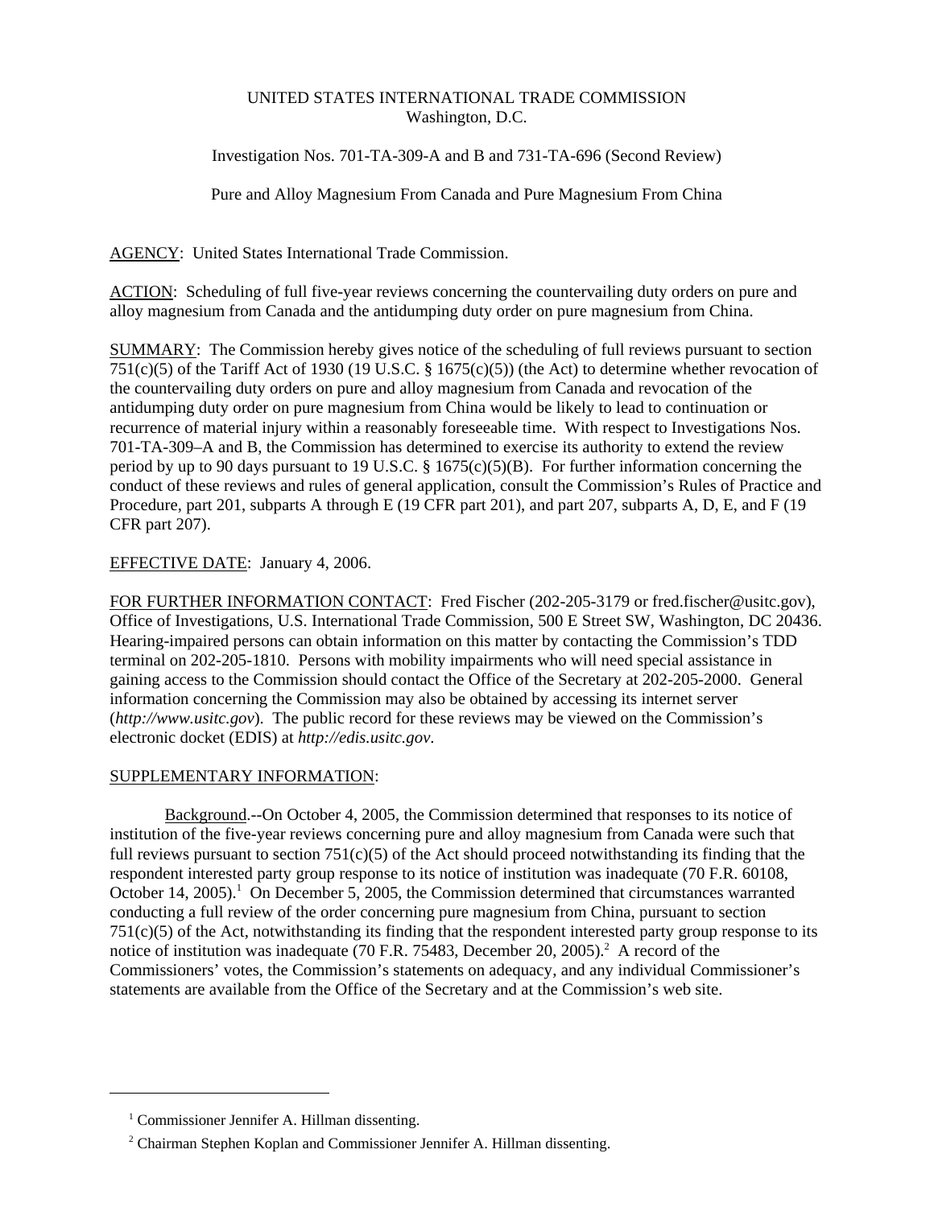UNITED STATES INTERNATIONAL TRADE COMMISSION
Washington, D.C.

Investigation Nos. 701-TA-309-A and B and 731-TA-696 (Second Review)

Pure and Alloy Magnesium From Canada and Pure Magnesium From China

AGENCY: United States International Trade Commission.

ACTION: Scheduling of full five-year reviews concerning the countervailing duty orders on pure and alloy magnesium from Canada and the antidumping duty order on pure magnesium from China.

SUMMARY: The Commission hereby gives notice of the scheduling of full reviews pursuant to section 751(c)(5) of the Tariff Act of 1930 (19 U.S.C. § 1675(c)(5)) (the Act) to determine whether revocation of the countervailing duty orders on pure and alloy magnesium from Canada and revocation of the antidumping duty order on pure magnesium from China would be likely to lead to continuation or recurrence of material injury within a reasonably foreseeable time. With respect to Investigations Nos. 701-TA-309–A and B, the Commission has determined to exercise its authority to extend the review period by up to 90 days pursuant to 19 U.S.C. § 1675(c)(5)(B). For further information concerning the conduct of these reviews and rules of general application, consult the Commission's Rules of Practice and Procedure, part 201, subparts A through E (19 CFR part 201), and part 207, subparts A, D, E, and F (19 CFR part 207).

EFFECTIVE DATE: January 4, 2006.

FOR FURTHER INFORMATION CONTACT: Fred Fischer (202-205-3179 or fred.fischer@usitc.gov), Office of Investigations, U.S. International Trade Commission, 500 E Street SW, Washington, DC 20436. Hearing-impaired persons can obtain information on this matter by contacting the Commission's TDD terminal on 202-205-1810. Persons with mobility impairments who will need special assistance in gaining access to the Commission should contact the Office of the Secretary at 202-205-2000. General information concerning the Commission may also be obtained by accessing its internet server (*http://www.usitc.gov*). The public record for these reviews may be viewed on the Commission's electronic docket (EDIS) at *http://edis.usitc.gov*.

SUPPLEMENTARY INFORMATION:

Background.--On October 4, 2005, the Commission determined that responses to its notice of institution of the five-year reviews concerning pure and alloy magnesium from Canada were such that full reviews pursuant to section 751(c)(5) of the Act should proceed notwithstanding its finding that the respondent interested party group response to its notice of institution was inadequate (70 F.R. 60108, October 14, 2005).[1] On December 5, 2005, the Commission determined that circumstances warranted conducting a full review of the order concerning pure magnesium from China, pursuant to section 751(c)(5) of the Act, notwithstanding its finding that the respondent interested party group response to its notice of institution was inadequate (70 F.R. 75483, December 20, 2005).[2] A record of the Commissioners' votes, the Commission's statements on adequacy, and any individual Commissioner's statements are available from the Office of the Secretary and at the Commission's web site.

---

[1] Commissioner Jennifer A. Hillman dissenting.

[2] Chairman Stephen Koplan and Commissioner Jennifer A. Hillman dissenting.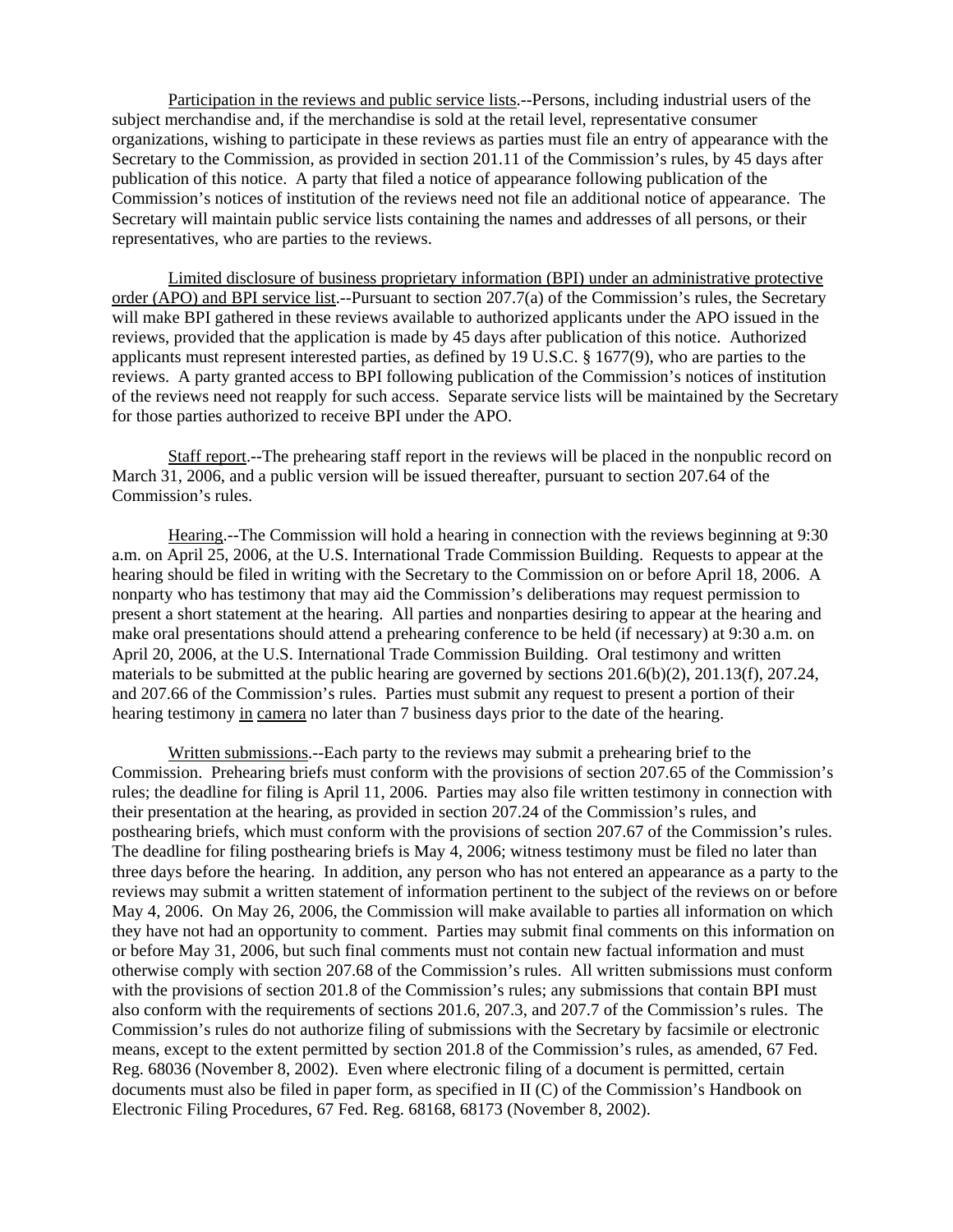Participation in the reviews and public service lists.--Persons, including industrial users of the subject merchandise and, if the merchandise is sold at the retail level, representative consumer organizations, wishing to participate in these reviews as parties must file an entry of appearance with the Secretary to the Commission, as provided in section 201.11 of the Commission's rules, by 45 days after publication of this notice. A party that filed a notice of appearance following publication of the Commission's notices of institution of the reviews need not file an additional notice of appearance. The Secretary will maintain public service lists containing the names and addresses of all persons, or their representatives, who are parties to the reviews.

Limited disclosure of business proprietary information (BPI) under an administrative protective order (APO) and BPI service list.--Pursuant to section 207.7(a) of the Commission's rules, the Secretary will make BPI gathered in these reviews available to authorized applicants under the APO issued in the reviews, provided that the application is made by 45 days after publication of this notice. Authorized applicants must represent interested parties, as defined by 19 U.S.C. § 1677(9), who are parties to the reviews. A party granted access to BPI following publication of the Commission's notices of institution of the reviews need not reapply for such access. Separate service lists will be maintained by the Secretary for those parties authorized to receive BPI under the APO.

Staff report.--The prehearing staff report in the reviews will be placed in the nonpublic record on March 31, 2006, and a public version will be issued thereafter, pursuant to section 207.64 of the Commission's rules.

Hearing.--The Commission will hold a hearing in connection with the reviews beginning at 9:30 a.m. on April 25, 2006, at the U.S. International Trade Commission Building. Requests to appear at the hearing should be filed in writing with the Secretary to the Commission on or before April 18, 2006. A nonparty who has testimony that may aid the Commission's deliberations may request permission to present a short statement at the hearing. All parties and nonparties desiring to appear at the hearing and make oral presentations should attend a prehearing conference to be held (if necessary) at 9:30 a.m. on April 20, 2006, at the U.S. International Trade Commission Building. Oral testimony and written materials to be submitted at the public hearing are governed by sections 201.6(b)(2), 201.13(f), 207.24, and 207.66 of the Commission's rules. Parties must submit any request to present a portion of their hearing testimony in camera no later than 7 business days prior to the date of the hearing.

Written submissions.--Each party to the reviews may submit a prehearing brief to the Commission. Prehearing briefs must conform with the provisions of section 207.65 of the Commission's rules; the deadline for filing is April 11, 2006. Parties may also file written testimony in connection with their presentation at the hearing, as provided in section 207.24 of the Commission's rules, and posthearing briefs, which must conform with the provisions of section 207.67 of the Commission's rules. The deadline for filing posthearing briefs is May 4, 2006; witness testimony must be filed no later than three days before the hearing. In addition, any person who has not entered an appearance as a party to the reviews may submit a written statement of information pertinent to the subject of the reviews on or before May 4, 2006. On May 26, 2006, the Commission will make available to parties all information on which they have not had an opportunity to comment. Parties may submit final comments on this information on or before May 31, 2006, but such final comments must not contain new factual information and must otherwise comply with section 207.68 of the Commission's rules. All written submissions must conform with the provisions of section 201.8 of the Commission's rules; any submissions that contain BPI must also conform with the requirements of sections 201.6, 207.3, and 207.7 of the Commission's rules. The Commission's rules do not authorize filing of submissions with the Secretary by facsimile or electronic means, except to the extent permitted by section 201.8 of the Commission's rules, as amended, 67 Fed. Reg. 68036 (November 8, 2002). Even where electronic filing of a document is permitted, certain documents must also be filed in paper form, as specified in II (C) of the Commission's Handbook on Electronic Filing Procedures, 67 Fed. Reg. 68168, 68173 (November 8, 2002).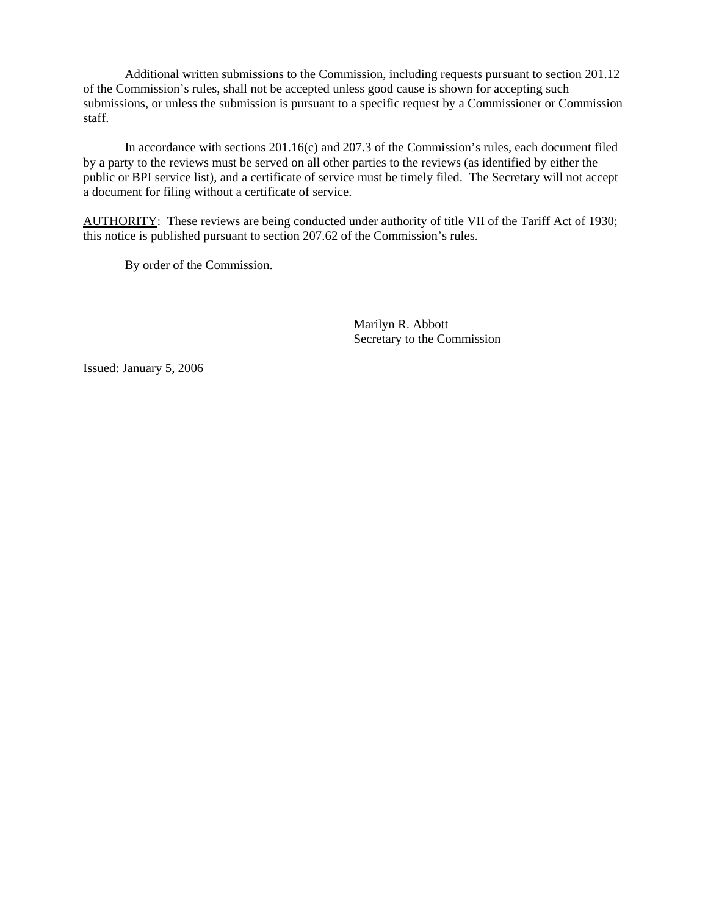Additional written submissions to the Commission, including requests pursuant to section 201.12 of the Commission's rules, shall not be accepted unless good cause is shown for accepting such submissions, or unless the submission is pursuant to a specific request by a Commissioner or Commission staff.

In accordance with sections 201.16(c) and 207.3 of the Commission's rules, each document filed by a party to the reviews must be served on all other parties to the reviews (as identified by either the public or BPI service list), and a certificate of service must be timely filed. The Secretary will not accept a document for filing without a certificate of service.

<u>AUTHORITY</u>: These reviews are being conducted under authority of title VII of the Tariff Act of 1930; this notice is published pursuant to section 207.62 of the Commission's rules.

By order of the Commission.

Marilyn R. Abbott
Secretary to the Commission

Issued: January 5, 2006